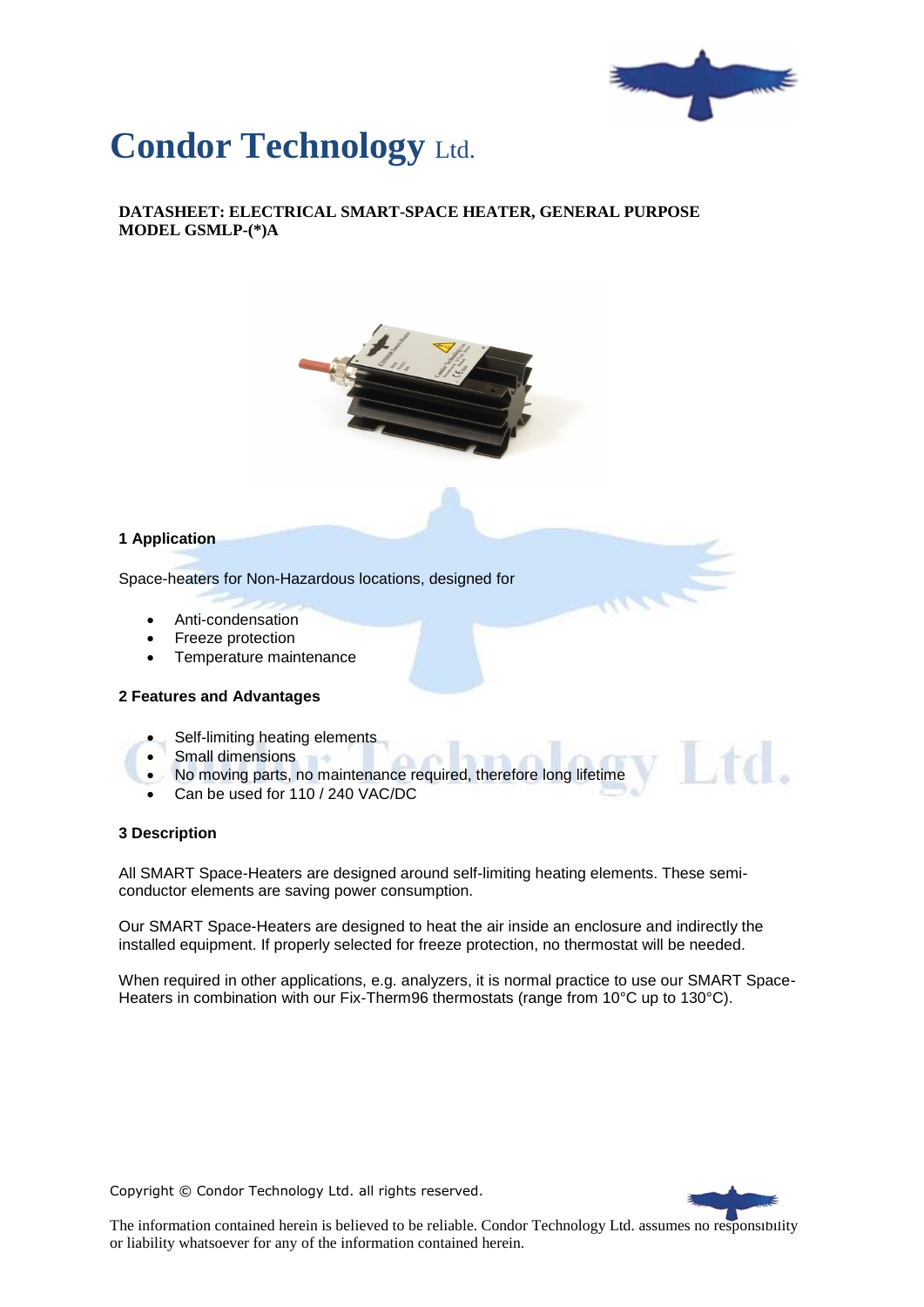# Condor Technology Ltd.

**DATASHEET: ELECTRICAL SMART-SPACE HEATER, GENERAL PURPOSE**
**MODEL GSMLP-(*)A**

## 1 Application

Space-heaters for Non-Hazardous locations, designed for

- Anti-condensation
- Freeze protection
- Temperature maintenance

## 2 Features and Advantages

- Self-limiting heating elements
- Small dimensions
- No moving parts, no maintenance required, therefore long lifetime
- Can be used for 110 / 240 VAC/DC

## 3 Description

All SMART Space-Heaters are designed around self-limiting heating elements. These semi-conductor elements are saving power consumption.

Our SMART Space-Heaters are designed to heat the air inside an enclosure and indirectly the installed equipment. If properly selected for freeze protection, no thermostat will be needed.

When required in other applications, e.g. analyzers, it is normal practice to use our SMART Space-Heaters in combination with our Fix-Therm96 thermostats (range from 10°C up to 130°C).

Copyright © Condor Technology Ltd. all rights reserved.

The information contained herein is believed to be reliable. Condor Technology Ltd. assumes no responsibility or liability whatsoever for any of the information contained herein.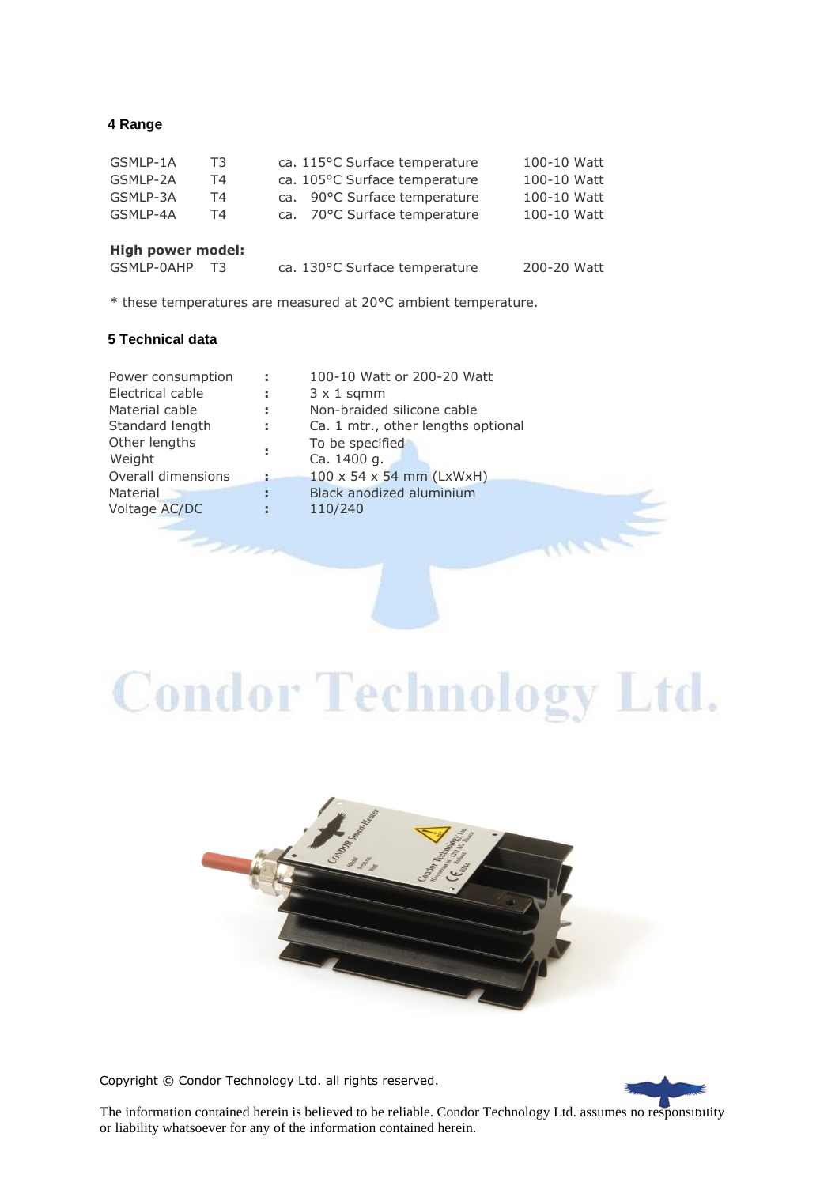## 4 Range

| | | | |
|---|---|---|---|
| GSMLP-1A | T3 | ca. 115°C Surface temperature | 100-10 Watt |
| GSMLP-2A | T4 | ca. 105°C Surface temperature | 100-10 Watt |
| GSMLP-3A | T4 | ca. 90°C Surface temperature | 100-10 Watt |
| GSMLP-4A | T4 | ca. 70°C Surface temperature | 100-10 Watt |

**High power model:**

| | | | |
|---|---|---|---|
| GSMLP-0AHP | T3 | ca. 130°C Surface temperature | 200-20 Watt |

* these temperatures are measured at 20°C ambient temperature.

## 5 Technical data

| | | |
|---|---|---|
| Power consumption | : | 100-10 Watt or 200-20 Watt |
| Electrical cable | : | 3 x 1 sqmm |
| Material cable | : | Non-braided silicone cable |
| Standard length | : | Ca. 1 mtr., other lengths optional |
| Other lengths | : | To be specified |
| Weight | | Ca. 1400 g. |
| Overall dimensions | : | 100 x 54 x 54 mm (LxWxH) |
| Material | : | Black anodized aluminium |
| Voltage AC/DC | : | 110/240 |

Condor Technology Ltd.

Copyright © Condor Technology Ltd. all rights reserved.

The information contained herein is believed to be reliable. Condor Technology Ltd. assumes no responsibility or liability whatsoever for any of the information contained herein.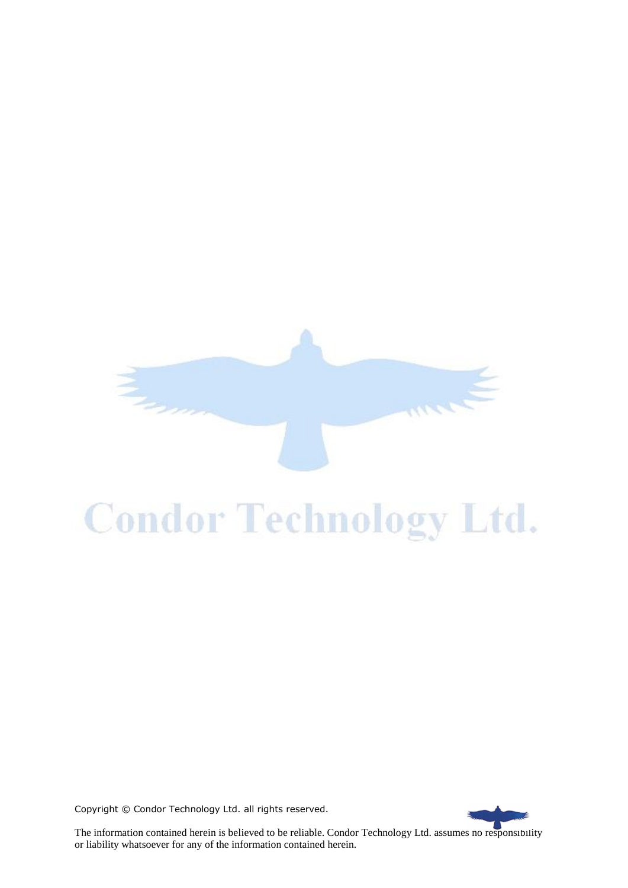Condor Technology Ltd.

Copyright © Condor Technology Ltd. all rights reserved.

The information contained herein is believed to be reliable. Condor Technology Ltd. assumes no responsibility or liability whatsoever for any of the information contained herein.